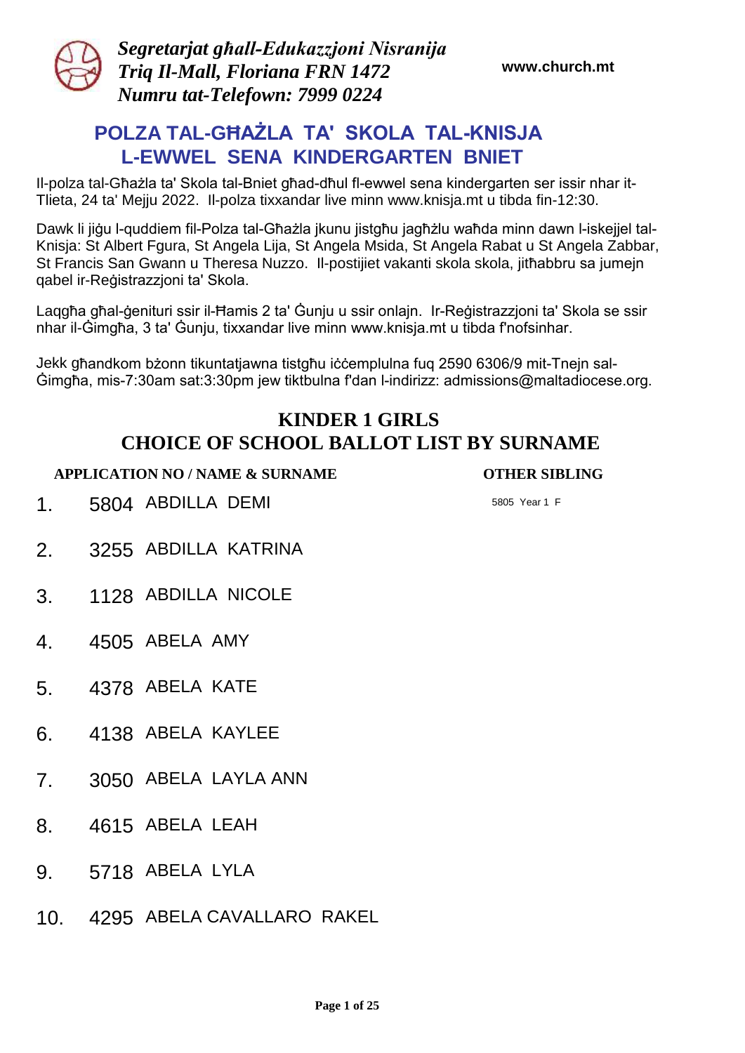*Segretarjat għall-Edukazzjoni Nisranija*
*Triq Il-Mall, Floriana FRN 1472*
*Numru tat-Telefown: 7999 0224*

**www.church.mt**

# POLZA TAL-GĦAŻLA TA' SKOLA TAL-KNISJA L-EWWEL SENA KINDERGARTEN BNIET

Il-polza tal-Għażla ta' Skola tal-Bniet għad-dħul fl-ewwel sena kindergarten ser issir nhar it-Tlieta, 24 ta' Mejju 2022. Il-polza tixxandar live minn www.knisja.mt u tibda fin-12:30.

Dawk li jiġu l-quddiem fil-Polza tal-Għażla jkunu jistgħu jagħżlu waħda minn dawn l-iskejjel tal-Knisja: St Albert Fgura, St Angela Lija, St Angela Msida, St Angela Rabat u St Angela Zabbar, St Francis San Gwann u Theresa Nuzzo. Il-postijiet vakanti skola skola, jitħabbru sa jumejn qabel ir-Reġistrazzjoni ta' Skola.

Laqgħa għal-ġenituri ssir il-Ħamis 2 ta' Ġunju u ssir onlajn. Ir-Reġistrazzjoni ta' Skola se ssir nhar il-Ġimgħa, 3 ta' Ġunju, tixxandar live minn www.knisja.mt u tibda f'nofsinhar.

Jekk għandkom bżonn tikuntatjawna tistgħu iċċemplulna fuq 2590 6306/9 mit-Tnejn sal-Ġimgħa, mis-7:30am sat:3:30pm jew tiktbulna f'dan l-indirizz: admissions@maltadiocese.org.

## KINDER 1 GIRLS
## CHOICE OF SCHOOL BALLOT LIST BY SURNAME

| | APPLICATION NO / NAME & SURNAME | | OTHER SIBLING |
|---|---|---|---|
| 1. | 5804 | ABDILLA DEMI | 5805 Year 1 F |
| 2. | 3255 | ABDILLA KATRINA | |
| 3. | 1128 | ABDILLA NICOLE | |
| 4. | 4505 | ABELA AMY | |
| 5. | 4378 | ABELA KATE | |
| 6. | 4138 | ABELA KAYLEE | |
| 7. | 3050 | ABELA LAYLA ANN | |
| 8. | 4615 | ABELA LEAH | |
| 9. | 5718 | ABELA LYLA | |
| 10. | 4295 | ABELA CAVALLARO RAKEL | |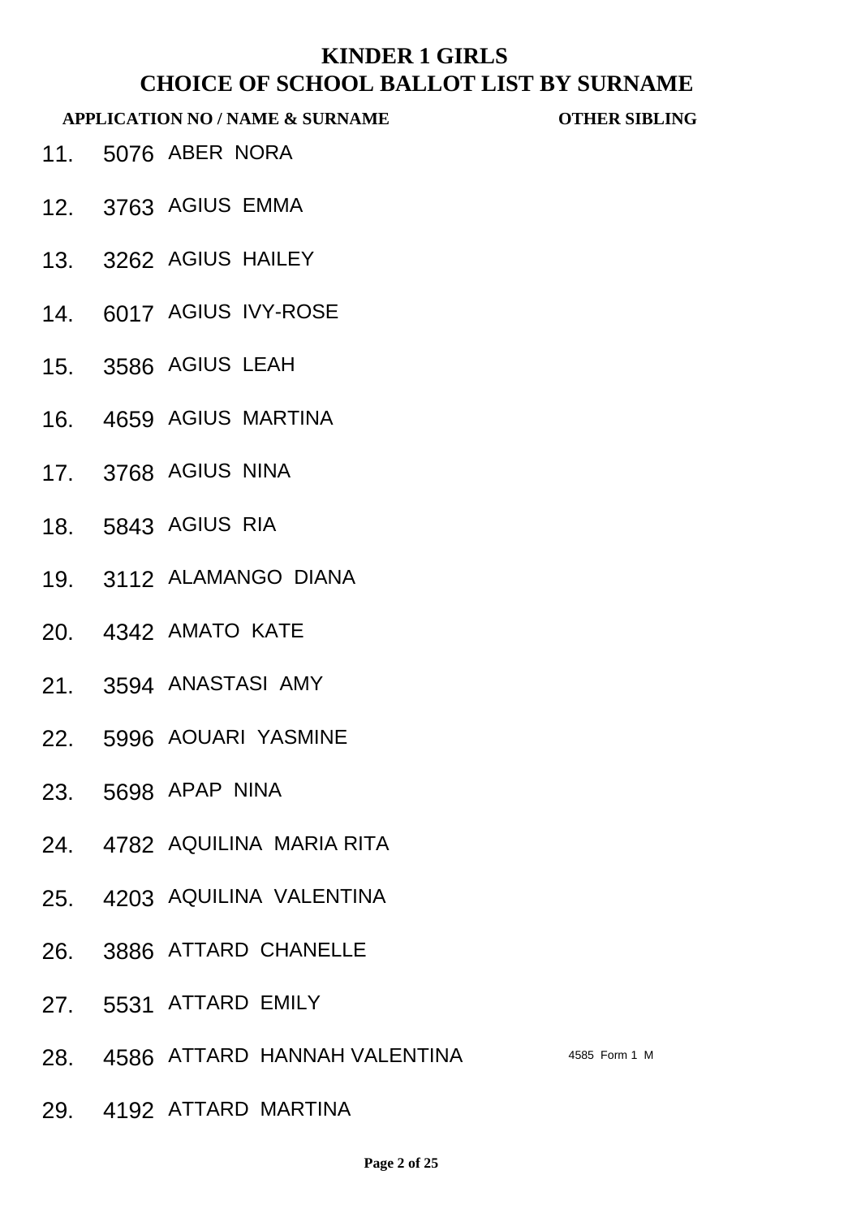# KINDER 1 GIRLS
# CHOICE OF SCHOOL BALLOT LIST BY SURNAME

| | APPLICATION NO / NAME & SURNAME | OTHER SIBLING |
|---|---|---|
| 11. | 5076 ABER NORA | |
| 12. | 3763 AGIUS EMMA | |
| 13. | 3262 AGIUS HAILEY | |
| 14. | 6017 AGIUS IVY-ROSE | |
| 15. | 3586 AGIUS LEAH | |
| 16. | 4659 AGIUS MARTINA | |
| 17. | 3768 AGIUS NINA | |
| 18. | 5843 AGIUS RIA | |
| 19. | 3112 ALAMANGO DIANA | |
| 20. | 4342 AMATO KATE | |
| 21. | 3594 ANASTASI AMY | |
| 22. | 5996 AOUARI YASMINE | |
| 23. | 5698 APAP NINA | |
| 24. | 4782 AQUILINA MARIA RITA | |
| 25. | 4203 AQUILINA VALENTINA | |
| 26. | 3886 ATTARD CHANELLE | |
| 27. | 5531 ATTARD EMILY | |
| 28. | 4586 ATTARD HANNAH VALENTINA | 4585 Form 1 M |
| 29. | 4192 ATTARD MARTINA | |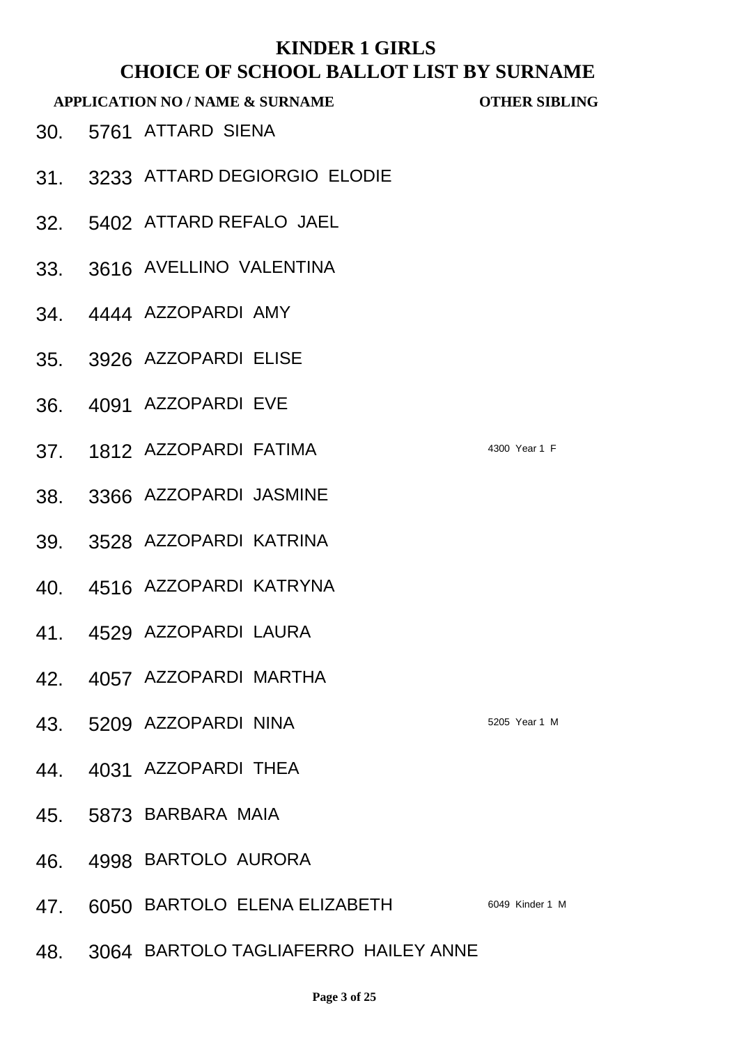# KINDER 1 GIRLS
## CHOICE OF SCHOOL BALLOT LIST BY SURNAME

| | APPLICATION NO / NAME & SURNAME | | OTHER SIBLING |
|---|---|---|---|
| 30. | 5761 | ATTARD SIENA | |
| 31. | 3233 | ATTARD DEGIORGIO ELODIE | |
| 32. | 5402 | ATTARD REFALO JAEL | |
| 33. | 3616 | AVELLINO VALENTINA | |
| 34. | 4444 | AZZOPARDI AMY | |
| 35. | 3926 | AZZOPARDI ELISE | |
| 36. | 4091 | AZZOPARDI EVE | |
| 37. | 1812 | AZZOPARDI FATIMA | 4300 Year 1 F |
| 38. | 3366 | AZZOPARDI JASMINE | |
| 39. | 3528 | AZZOPARDI KATRINA | |
| 40. | 4516 | AZZOPARDI KATRYNA | |
| 41. | 4529 | AZZOPARDI LAURA | |
| 42. | 4057 | AZZOPARDI MARTHA | |
| 43. | 5209 | AZZOPARDI NINA | 5205 Year 1 M |
| 44. | 4031 | AZZOPARDI THEA | |
| 45. | 5873 | BARBARA MAIA | |
| 46. | 4998 | BARTOLO AURORA | |
| 47. | 6050 | BARTOLO ELENA ELIZABETH | 6049 Kinder 1 M |
| 48. | 3064 | BARTOLO TAGLIAFERRO HAILEY ANNE | |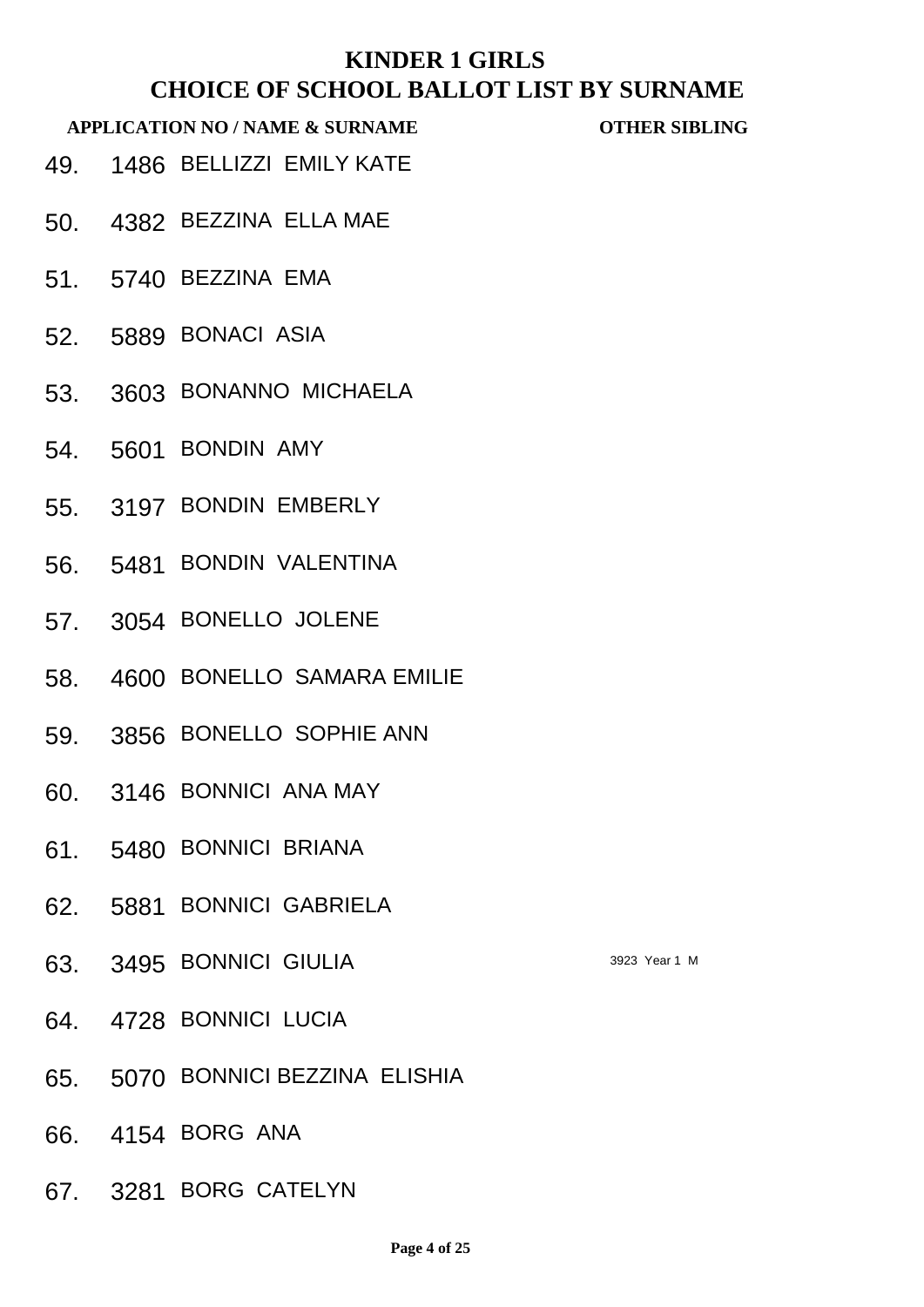# KINDER 1 GIRLS
# CHOICE OF SCHOOL BALLOT LIST BY SURNAME

| | APPLICATION NO / NAME & SURNAME | | OTHER SIBLING |
|---|---|---|---|
| 49. | 1486 | BELLIZZI EMILY KATE | |
| 50. | 4382 | BEZZINA ELLA MAE | |
| 51. | 5740 | BEZZINA EMA | |
| 52. | 5889 | BONACI ASIA | |
| 53. | 3603 | BONANNO MICHAELA | |
| 54. | 5601 | BONDIN AMY | |
| 55. | 3197 | BONDIN EMBERLY | |
| 56. | 5481 | BONDIN VALENTINA | |
| 57. | 3054 | BONELLO JOLENE | |
| 58. | 4600 | BONELLO SAMARA EMILIE | |
| 59. | 3856 | BONELLO SOPHIE ANN | |
| 60. | 3146 | BONNICI ANA MAY | |
| 61. | 5480 | BONNICI BRIANA | |
| 62. | 5881 | BONNICI GABRIELA | |
| 63. | 3495 | BONNICI GIULIA | 3923 Year 1 M |
| 64. | 4728 | BONNICI LUCIA | |
| 65. | 5070 | BONNICI BEZZINA ELISHIA | |
| 66. | 4154 | BORG ANA | |
| 67. | 3281 | BORG CATELYN | |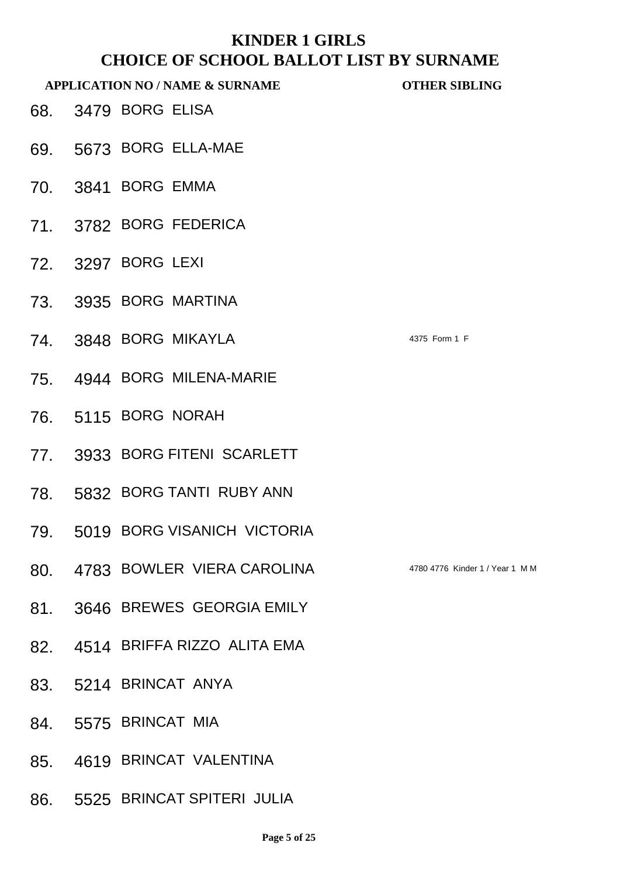# KINDER 1 GIRLS
## CHOICE OF SCHOOL BALLOT LIST BY SURNAME

| | APPLICATION NO / NAME & SURNAME | | OTHER SIBLING |
|---|---|---|---|
| 68. | 3479 | BORG ELISA | |
| 69. | 5673 | BORG ELLA-MAE | |
| 70. | 3841 | BORG EMMA | |
| 71. | 3782 | BORG FEDERICA | |
| 72. | 3297 | BORG LEXI | |
| 73. | 3935 | BORG MARTINA | |
| 74. | 3848 | BORG MIKAYLA | 4375 Form 1 F |
| 75. | 4944 | BORG MILENA-MARIE | |
| 76. | 5115 | BORG NORAH | |
| 77. | 3933 | BORG FITENI SCARLETT | |
| 78. | 5832 | BORG TANTI RUBY ANN | |
| 79. | 5019 | BORG VISANICH VICTORIA | |
| 80. | 4783 | BOWLER VIERA CAROLINA | 4780 4776 Kinder 1 / Year 1 M M |
| 81. | 3646 | BREWES GEORGIA EMILY | |
| 82. | 4514 | BRIFFA RIZZO ALITA EMA | |
| 83. | 5214 | BRINCAT ANYA | |
| 84. | 5575 | BRINCAT MIA | |
| 85. | 4619 | BRINCAT VALENTINA | |
| 86. | 5525 | BRINCAT SPITERI JULIA | |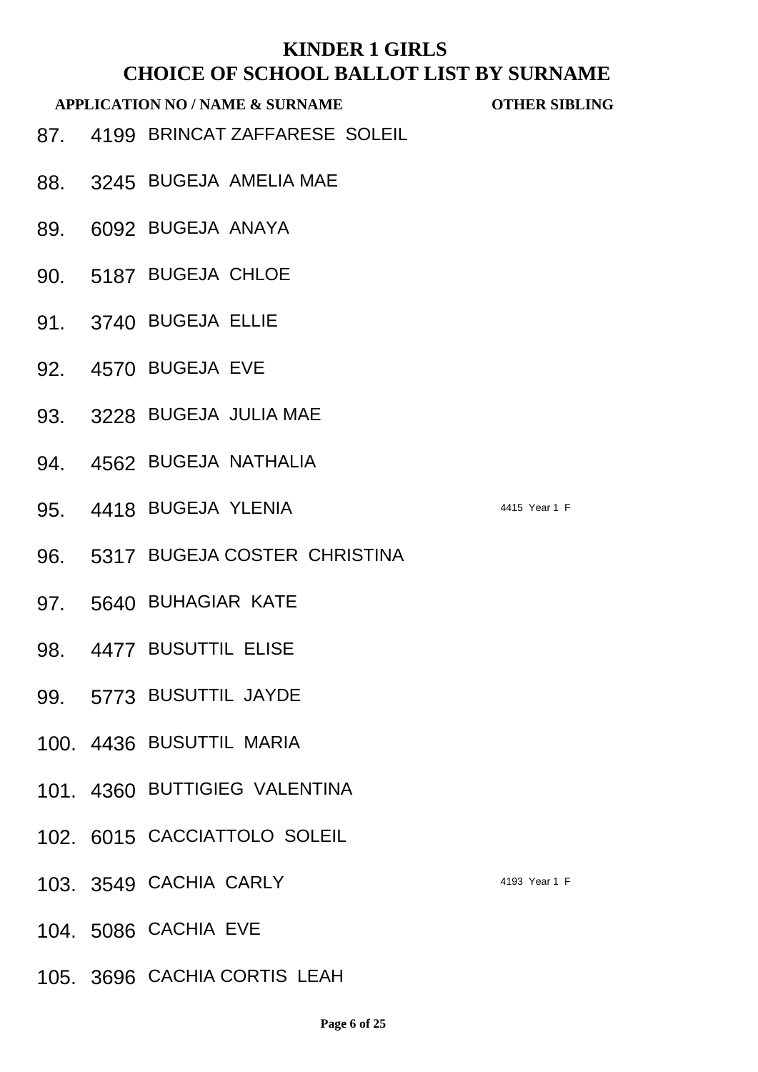# KINDER 1 GIRLS
## CHOICE OF SCHOOL BALLOT LIST BY SURNAME

| | APPLICATION NO / NAME & SURNAME | | OTHER SIBLING |
|---|---|---|---|
| 87. | 4199 | BRINCAT ZAFFARESE SOLEIL | |
| 88. | 3245 | BUGEJA AMELIA MAE | |
| 89. | 6092 | BUGEJA ANAYA | |
| 90. | 5187 | BUGEJA CHLOE | |
| 91. | 3740 | BUGEJA ELLIE | |
| 92. | 4570 | BUGEJA EVE | |
| 93. | 3228 | BUGEJA JULIA MAE | |
| 94. | 4562 | BUGEJA NATHALIA | |
| 95. | 4418 | BUGEJA YLENIA | 4415 Year 1 F |
| 96. | 5317 | BUGEJA COSTER CHRISTINA | |
| 97. | 5640 | BUHAGIAR KATE | |
| 98. | 4477 | BUSUTTIL ELISE | |
| 99. | 5773 | BUSUTTIL JAYDE | |
| 100. | 4436 | BUSUTTIL MARIA | |
| 101. | 4360 | BUTTIGIEG VALENTINA | |
| 102. | 6015 | CACCIATTOLO SOLEIL | |
| 103. | 3549 | CACHIA CARLY | 4193 Year 1 F |
| 104. | 5086 | CACHIA EVE | |
| 105. | 3696 | CACHIA CORTIS LEAH | |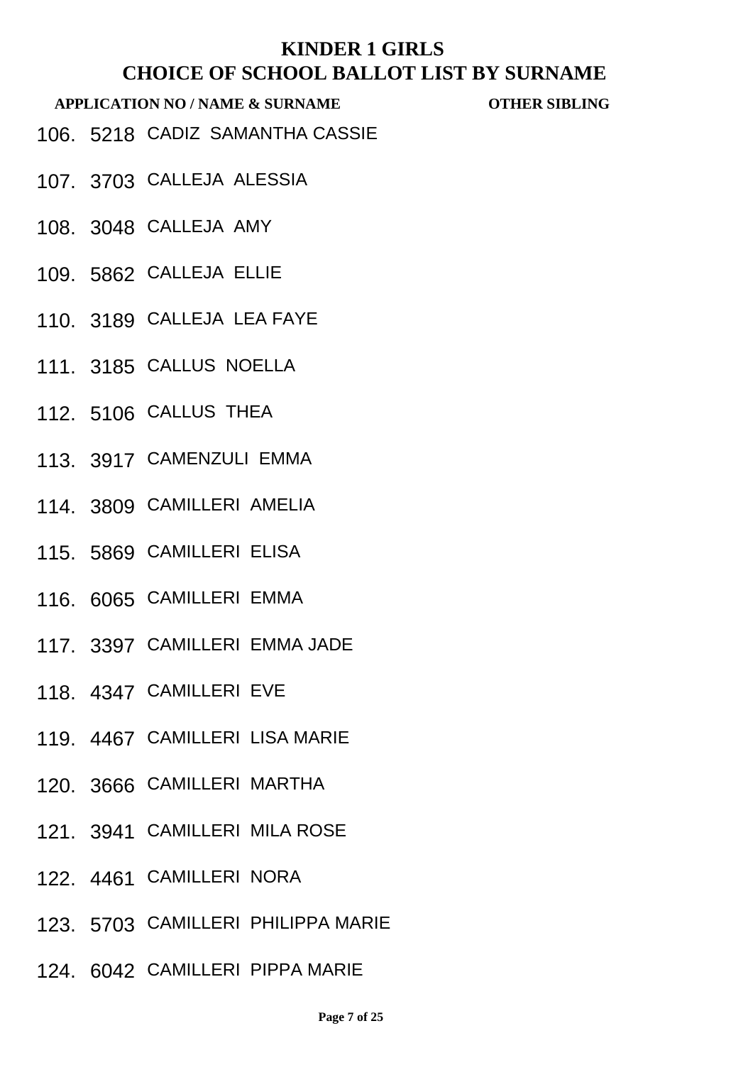# KINDER 1 GIRLS

## CHOICE OF SCHOOL BALLOT LIST BY SURNAME

| APPLICATION NO / NAME & SURNAME | | | OTHER SIBLING |
|---|---|---|---|
| 106. | 5218 | CADIZ SAMANTHA CASSIE | |
| 107. | 3703 | CALLEJA ALESSIA | |
| 108. | 3048 | CALLEJA AMY | |
| 109. | 5862 | CALLEJA ELLIE | |
| 110. | 3189 | CALLEJA LEA FAYE | |
| 111. | 3185 | CALLUS NOELLA | |
| 112. | 5106 | CALLUS THEA | |
| 113. | 3917 | CAMENZULI EMMA | |
| 114. | 3809 | CAMILLERI AMELIA | |
| 115. | 5869 | CAMILLERI ELISA | |
| 116. | 6065 | CAMILLERI EMMA | |
| 117. | 3397 | CAMILLERI EMMA JADE | |
| 118. | 4347 | CAMILLERI EVE | |
| 119. | 4467 | CAMILLERI LISA MARIE | |
| 120. | 3666 | CAMILLERI MARTHA | |
| 121. | 3941 | CAMILLERI MILA ROSE | |
| 122. | 4461 | CAMILLERI NORA | |
| 123. | 5703 | CAMILLERI PHILIPPA MARIE | |
| 124. | 6042 | CAMILLERI PIPPA MARIE | |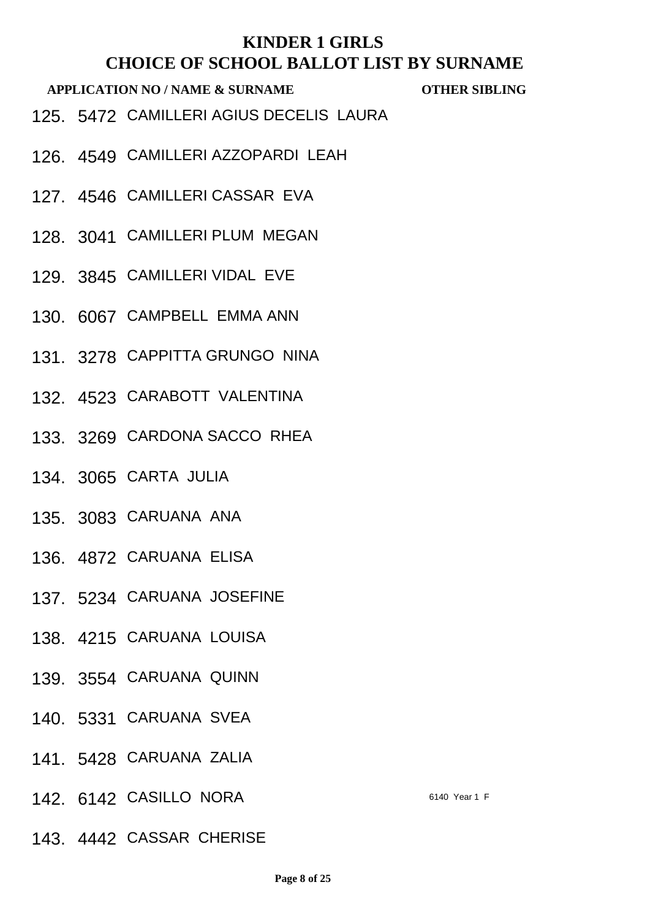# KINDER 1 GIRLS
## CHOICE OF SCHOOL BALLOT LIST BY SURNAME

| | APPLICATION NO / NAME & SURNAME | | OTHER SIBLING |
|---|---|---|---|
| 125. | 5472 | CAMILLERI AGIUS DECELIS LAURA | |
| 126. | 4549 | CAMILLERI AZZOPARDI LEAH | |
| 127. | 4546 | CAMILLERI CASSAR EVA | |
| 128. | 3041 | CAMILLERI PLUM MEGAN | |
| 129. | 3845 | CAMILLERI VIDAL EVE | |
| 130. | 6067 | CAMPBELL EMMA ANN | |
| 131. | 3278 | CAPPITTA GRUNGO NINA | |
| 132. | 4523 | CARABOTT VALENTINA | |
| 133. | 3269 | CARDONA SACCO RHEA | |
| 134. | 3065 | CARTA JULIA | |
| 135. | 3083 | CARUANA ANA | |
| 136. | 4872 | CARUANA ELISA | |
| 137. | 5234 | CARUANA JOSEFINE | |
| 138. | 4215 | CARUANA LOUISA | |
| 139. | 3554 | CARUANA QUINN | |
| 140. | 5331 | CARUANA SVEA | |
| 141. | 5428 | CARUANA ZALIA | |
| 142. | 6142 | CASILLO NORA | 6140 Year 1 F |
| 143. | 4442 | CASSAR CHERISE | |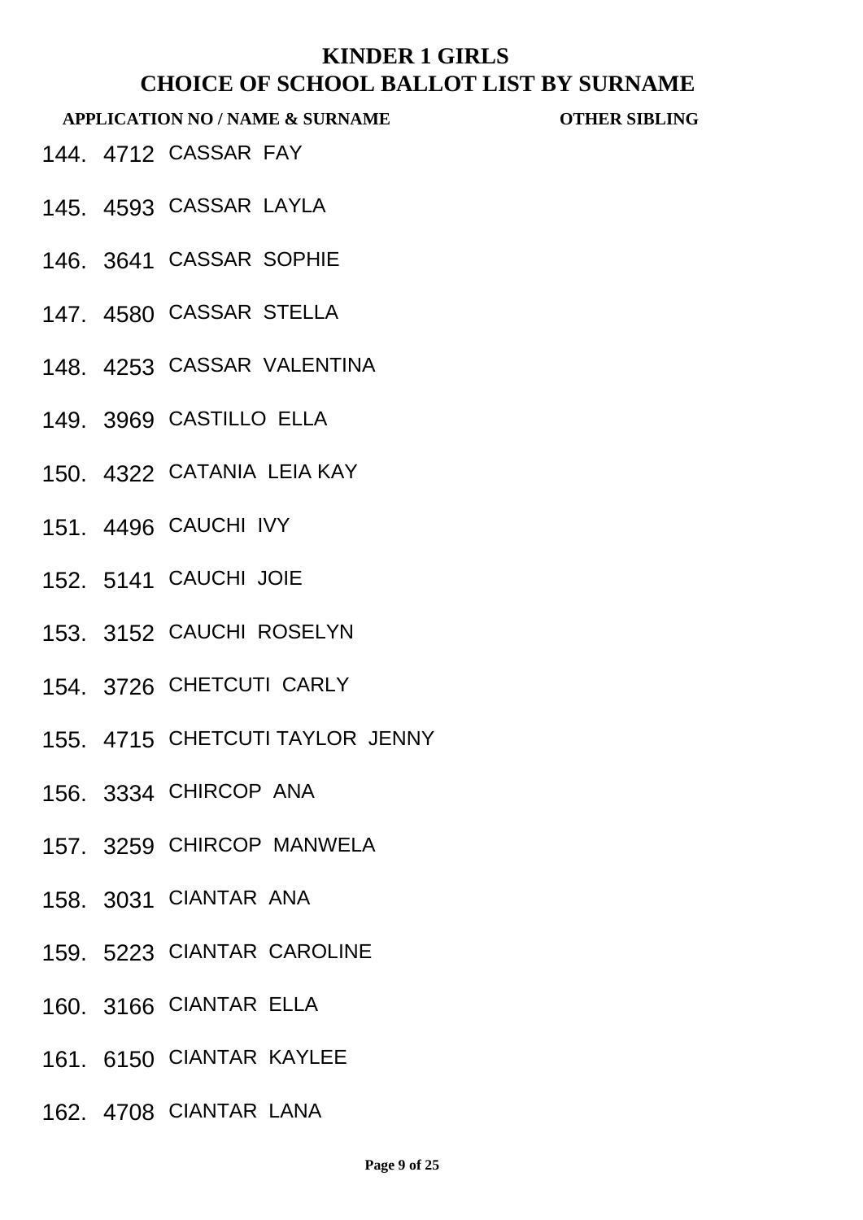# KINDER 1 GIRLS
## CHOICE OF SCHOOL BALLOT LIST BY SURNAME

| APPLICATION NO / NAME & SURNAME | | | OTHER SIBLING |
|---|---|---|---|
| 144. | 4712 | CASSAR FAY | |
| 145. | 4593 | CASSAR LAYLA | |
| 146. | 3641 | CASSAR SOPHIE | |
| 147. | 4580 | CASSAR STELLA | |
| 148. | 4253 | CASSAR VALENTINA | |
| 149. | 3969 | CASTILLO ELLA | |
| 150. | 4322 | CATANIA LEIA KAY | |
| 151. | 4496 | CAUCHI IVY | |
| 152. | 5141 | CAUCHI JOIE | |
| 153. | 3152 | CAUCHI ROSELYN | |
| 154. | 3726 | CHETCUTI CARLY | |
| 155. | 4715 | CHETCUTI TAYLOR JENNY | |
| 156. | 3334 | CHIRCOP ANA | |
| 157. | 3259 | CHIRCOP MANWELA | |
| 158. | 3031 | CIANTAR ANA | |
| 159. | 5223 | CIANTAR CAROLINE | |
| 160. | 3166 | CIANTAR ELLA | |
| 161. | 6150 | CIANTAR KAYLEE | |
| 162. | 4708 | CIANTAR LANA | |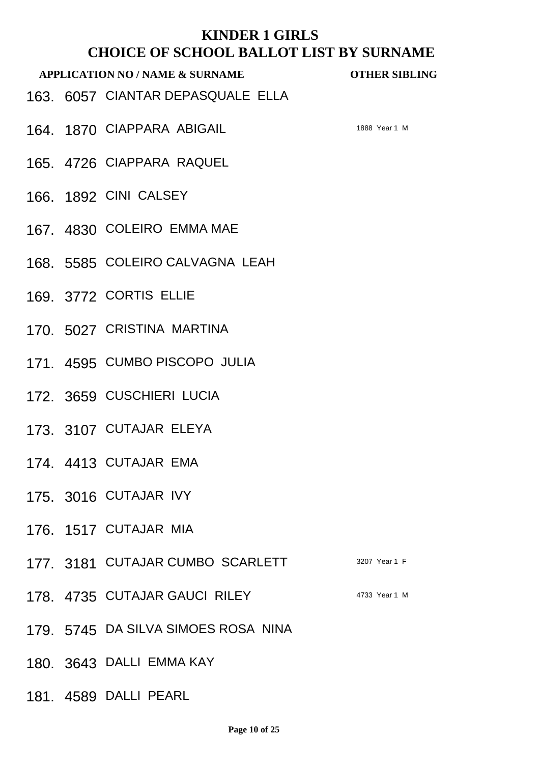# KINDER 1 GIRLS
## CHOICE OF SCHOOL BALLOT LIST BY SURNAME

| | APPLICATION NO / NAME & SURNAME | | OTHER SIBLING |
|---|---|---|---|
| 163. | 6057 | CIANTAR DEPASQUALE ELLA | |
| 164. | 1870 | CIAPPARA ABIGAIL | 1888 Year 1 M |
| 165. | 4726 | CIAPPARA RAQUEL | |
| 166. | 1892 | CINI CALSEY | |
| 167. | 4830 | COLEIRO EMMA MAE | |
| 168. | 5585 | COLEIRO CALVAGNA LEAH | |
| 169. | 3772 | CORTIS ELLIE | |
| 170. | 5027 | CRISTINA MARTINA | |
| 171. | 4595 | CUMBO PISCOPO JULIA | |
| 172. | 3659 | CUSCHIERI LUCIA | |
| 173. | 3107 | CUTAJAR ELEYA | |
| 174. | 4413 | CUTAJAR EMA | |
| 175. | 3016 | CUTAJAR IVY | |
| 176. | 1517 | CUTAJAR MIA | |
| 177. | 3181 | CUTAJAR CUMBO SCARLETT | 3207 Year 1 F |
| 178. | 4735 | CUTAJAR GAUCI RILEY | 4733 Year 1 M |
| 179. | 5745 | DA SILVA SIMOES ROSA NINA | |
| 180. | 3643 | DALLI EMMA KAY | |
| 181. | 4589 | DALLI PEARL | |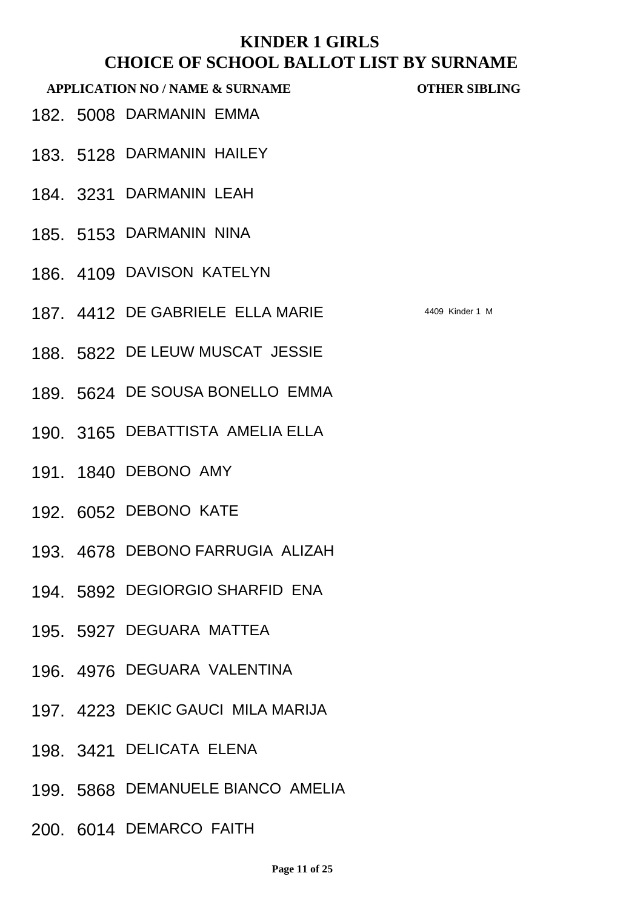# KINDER 1 GIRLS

## CHOICE OF SCHOOL BALLOT LIST BY SURNAME

| | APPLICATION NO / NAME & SURNAME | | OTHER SIBLING |
|---|---|---|---|
| 182. | 5008 | DARMANIN EMMA | |
| 183. | 5128 | DARMANIN HAILEY | |
| 184. | 3231 | DARMANIN LEAH | |
| 185. | 5153 | DARMANIN NINA | |
| 186. | 4109 | DAVISON KATELYN | |
| 187. | 4412 | DE GABRIELE ELLA MARIE | 4409 Kinder 1 M |
| 188. | 5822 | DE LEUW MUSCAT JESSIE | |
| 189. | 5624 | DE SOUSA BONELLO EMMA | |
| 190. | 3165 | DEBATTISTA AMELIA ELLA | |
| 191. | 1840 | DEBONO AMY | |
| 192. | 6052 | DEBONO KATE | |
| 193. | 4678 | DEBONO FARRUGIA ALIZAH | |
| 194. | 5892 | DEGIORGIO SHARFID ENA | |
| 195. | 5927 | DEGUARA MATTEA | |
| 196. | 4976 | DEGUARA VALENTINA | |
| 197. | 4223 | DEKIC GAUCI MILA MARIJA | |
| 198. | 3421 | DELICATA ELENA | |
| 199. | 5868 | DEMANUELE BIANCO AMELIA | |
| 200. | 6014 | DEMARCO FAITH | |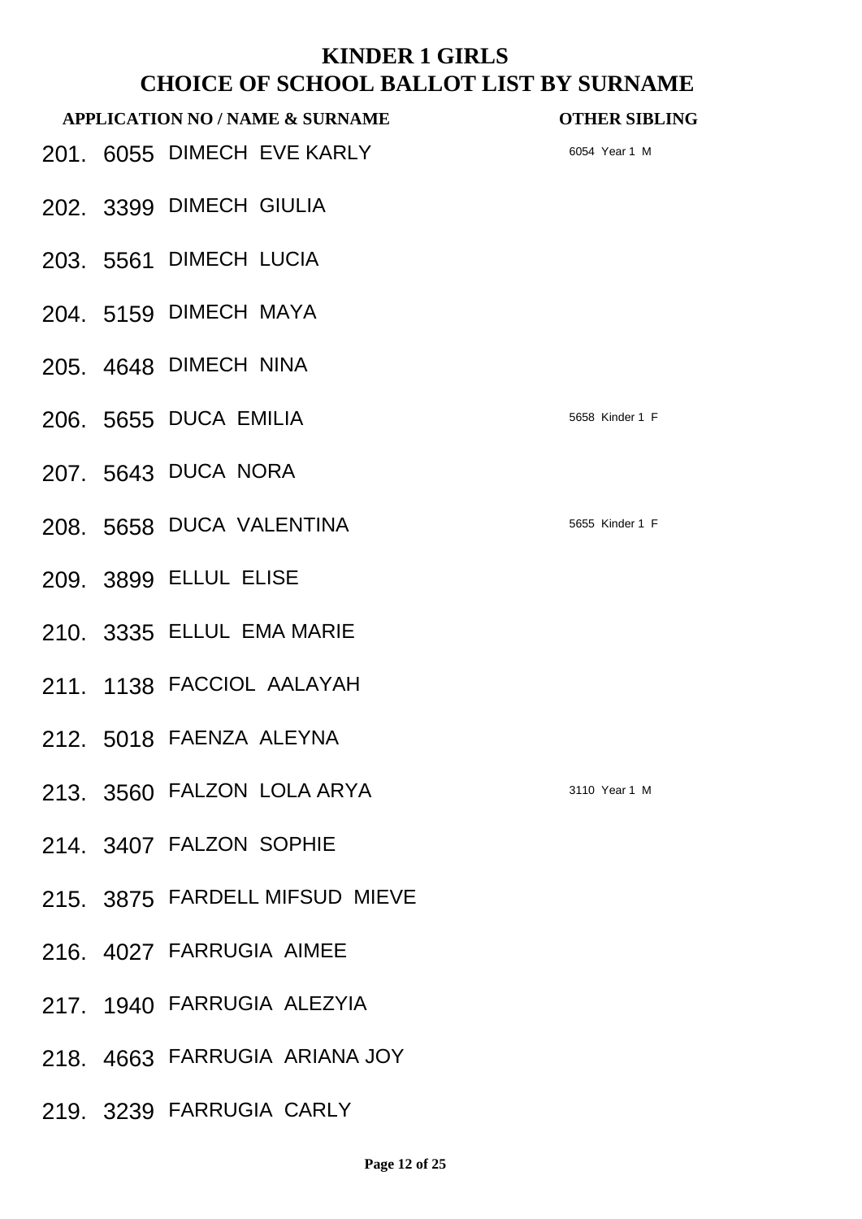# KINDER 1 GIRLS

# CHOICE OF SCHOOL BALLOT LIST BY SURNAME

| | APPLICATION NO / NAME & SURNAME | | OTHER SIBLING |
|---|---|---|---|
| 201. | 6055 | DIMECH EVE KARLY | 6054 Year 1 M |
| 202. | 3399 | DIMECH GIULIA | |
| 203. | 5561 | DIMECH LUCIA | |
| 204. | 5159 | DIMECH MAYA | |
| 205. | 4648 | DIMECH NINA | |
| 206. | 5655 | DUCA EMILIA | 5658 Kinder 1 F |
| 207. | 5643 | DUCA NORA | |
| 208. | 5658 | DUCA VALENTINA | 5655 Kinder 1 F |
| 209. | 3899 | ELLUL ELISE | |
| 210. | 3335 | ELLUL EMA MARIE | |
| 211. | 1138 | FACCIOL AALAYAH | |
| 212. | 5018 | FAENZA ALEYNA | |
| 213. | 3560 | FALZON LOLA ARYA | 3110 Year 1 M |
| 214. | 3407 | FALZON SOPHIE | |
| 215. | 3875 | FARDELL MIFSUD MIEVE | |
| 216. | 4027 | FARRUGIA AIMEE | |
| 217. | 1940 | FARRUGIA ALEZYIA | |
| 218. | 4663 | FARRUGIA ARIANA JOY | |
| 219. | 3239 | FARRUGIA CARLY | |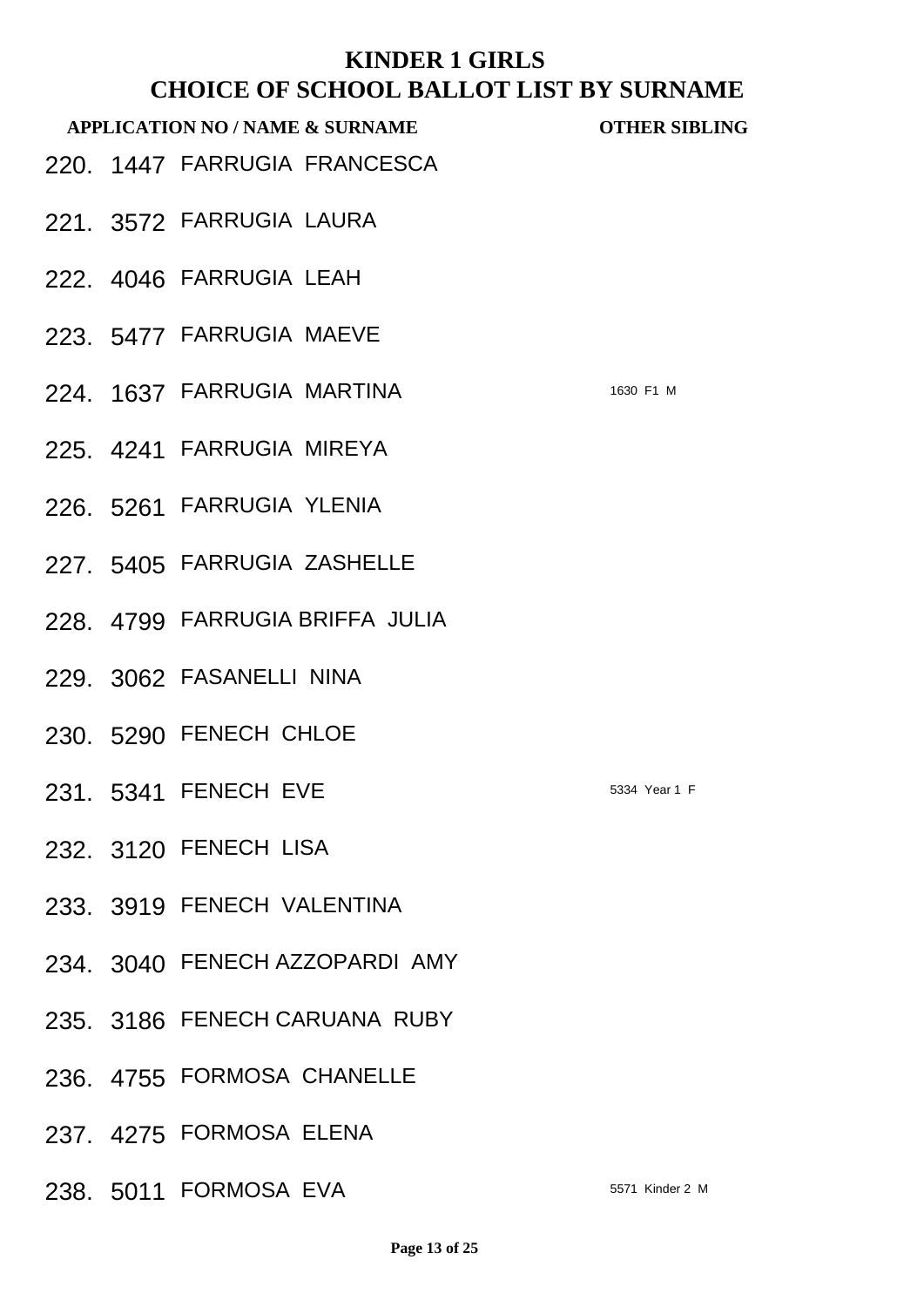# KINDER 1 GIRLS
# CHOICE OF SCHOOL BALLOT LIST BY SURNAME

| APPLICATION NO / NAME & SURNAME | | | OTHER SIBLING |
|---|---|---|---|
| 220. | 1447 | FARRUGIA FRANCESCA | |
| 221. | 3572 | FARRUGIA LAURA | |
| 222. | 4046 | FARRUGIA LEAH | |
| 223. | 5477 | FARRUGIA MAEVE | |
| 224. | 1637 | FARRUGIA MARTINA | 1630 F1 M |
| 225. | 4241 | FARRUGIA MIREYA | |
| 226. | 5261 | FARRUGIA YLENIA | |
| 227. | 5405 | FARRUGIA ZASHELLE | |
| 228. | 4799 | FARRUGIA BRIFFA JULIA | |
| 229. | 3062 | FASANELLI NINA | |
| 230. | 5290 | FENECH CHLOE | |
| 231. | 5341 | FENECH EVE | 5334 Year 1 F |
| 232. | 3120 | FENECH LISA | |
| 233. | 3919 | FENECH VALENTINA | |
| 234. | 3040 | FENECH AZZOPARDI AMY | |
| 235. | 3186 | FENECH CARUANA RUBY | |
| 236. | 4755 | FORMOSA CHANELLE | |
| 237. | 4275 | FORMOSA ELENA | |
| 238. | 5011 | FORMOSA EVA | 5571 Kinder 2 M |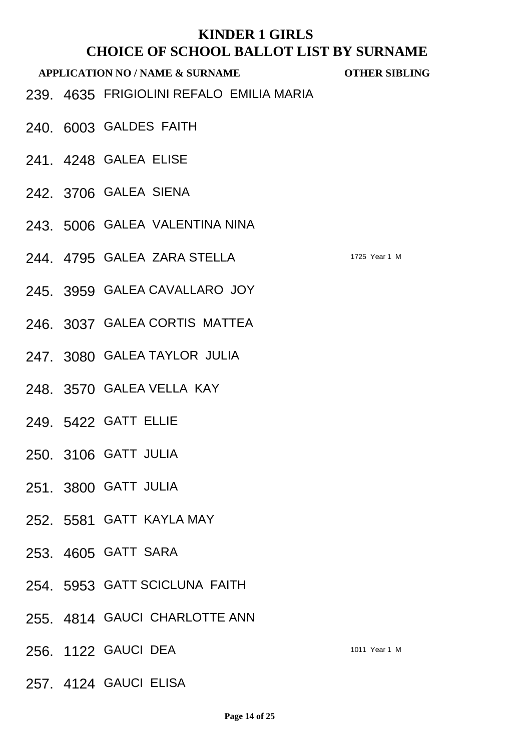# KINDER 1 GIRLS
## CHOICE OF SCHOOL BALLOT LIST BY SURNAME

| APPLICATION NO / NAME & SURNAME | | | OTHER SIBLING |
|---|---|---|---|
| 239. | 4635 | FRIGIOLINI REFALO EMILIA MARIA | |
| 240. | 6003 | GALDES FAITH | |
| 241. | 4248 | GALEA ELISE | |
| 242. | 3706 | GALEA SIENA | |
| 243. | 5006 | GALEA VALENTINA NINA | |
| 244. | 4795 | GALEA ZARA STELLA | 1725 Year 1 M |
| 245. | 3959 | GALEA CAVALLARO JOY | |
| 246. | 3037 | GALEA CORTIS MATTEA | |
| 247. | 3080 | GALEA TAYLOR JULIA | |
| 248. | 3570 | GALEA VELLA KAY | |
| 249. | 5422 | GATT ELLIE | |
| 250. | 3106 | GATT JULIA | |
| 251. | 3800 | GATT JULIA | |
| 252. | 5581 | GATT KAYLA MAY | |
| 253. | 4605 | GATT SARA | |
| 254. | 5953 | GATT SCICLUNA FAITH | |
| 255. | 4814 | GAUCI CHARLOTTE ANN | |
| 256. | 1122 | GAUCI DEA | 1011 Year 1 M |
| 257. | 4124 | GAUCI ELISA | |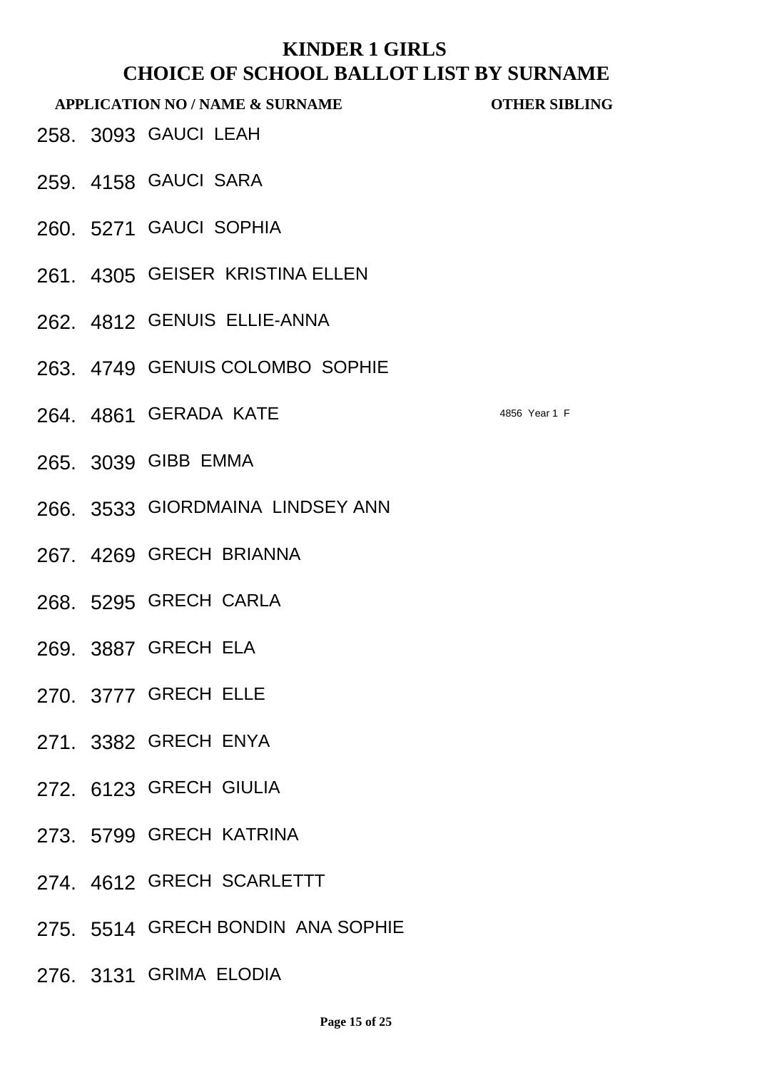# KINDER 1 GIRLS

## CHOICE OF SCHOOL BALLOT LIST BY SURNAME

| APPLICATION NO / NAME & SURNAME | | | OTHER SIBLING |
|---|---|---|---|
| 258. | 3093 | GAUCI LEAH | |
| 259. | 4158 | GAUCI SARA | |
| 260. | 5271 | GAUCI SOPHIA | |
| 261. | 4305 | GEISER KRISTINA ELLEN | |
| 262. | 4812 | GENUIS ELLIE-ANNA | |
| 263. | 4749 | GENUIS COLOMBO SOPHIE | |
| 264. | 4861 | GERADA KATE | 4856 Year 1 F |
| 265. | 3039 | GIBB EMMA | |
| 266. | 3533 | GIORDMAINA LINDSEY ANN | |
| 267. | 4269 | GRECH BRIANNA | |
| 268. | 5295 | GRECH CARLA | |
| 269. | 3887 | GRECH ELA | |
| 270. | 3777 | GRECH ELLE | |
| 271. | 3382 | GRECH ENYA | |
| 272. | 6123 | GRECH GIULIA | |
| 273. | 5799 | GRECH KATRINA | |
| 274. | 4612 | GRECH SCARLETTT | |
| 275. | 5514 | GRECH BONDIN ANA SOPHIE | |
| 276. | 3131 | GRIMA ELODIA | |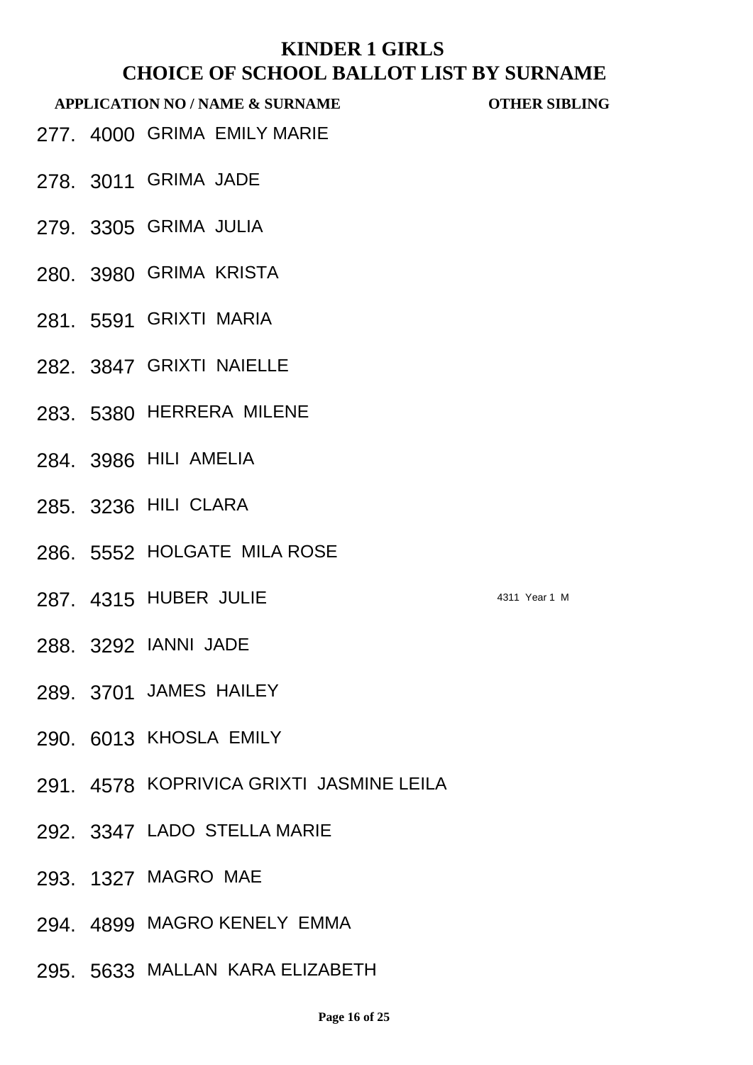# KINDER 1 GIRLS
## CHOICE OF SCHOOL BALLOT LIST BY SURNAME

| APPLICATION NO / NAME & SURNAME | | | OTHER SIBLING |
|---|---|---|---|
| 277. | 4000 | GRIMA EMILY MARIE | |
| 278. | 3011 | GRIMA JADE | |
| 279. | 3305 | GRIMA JULIA | |
| 280. | 3980 | GRIMA KRISTA | |
| 281. | 5591 | GRIXTI MARIA | |
| 282. | 3847 | GRIXTI NAIELLE | |
| 283. | 5380 | HERRERA MILENE | |
| 284. | 3986 | HILI AMELIA | |
| 285. | 3236 | HILI CLARA | |
| 286. | 5552 | HOLGATE MILA ROSE | |
| 287. | 4315 | HUBER JULIE | 4311 Year 1 M |
| 288. | 3292 | IANNI JADE | |
| 289. | 3701 | JAMES HAILEY | |
| 290. | 6013 | KHOSLA EMILY | |
| 291. | 4578 | KOPRIVICA GRIXTI JASMINE LEILA | |
| 292. | 3347 | LADO STELLA MARIE | |
| 293. | 1327 | MAGRO MAE | |
| 294. | 4899 | MAGRO KENELY EMMA | |
| 295. | 5633 | MALLAN KARA ELIZABETH | |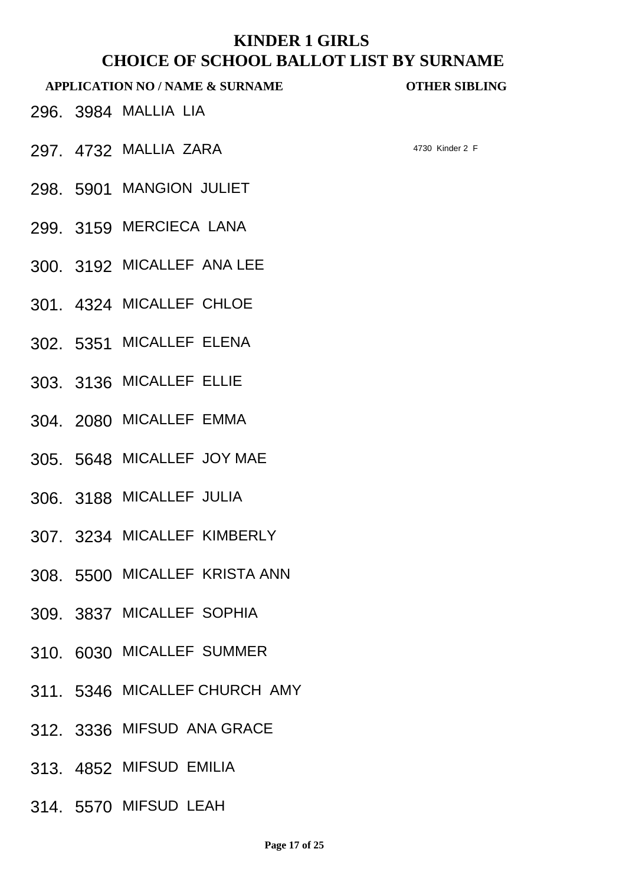# KINDER 1 GIRLS
# CHOICE OF SCHOOL BALLOT LIST BY SURNAME

| APPLICATION NO / NAME & SURNAME | | | OTHER SIBLING |
|---|---|---|---|
| 296. | 3984 | MALLIA LIA | |
| 297. | 4732 | MALLIA ZARA | 4730 Kinder 2 F |
| 298. | 5901 | MANGION JULIET | |
| 299. | 3159 | MERCIECA LANA | |
| 300. | 3192 | MICALLEF ANA LEE | |
| 301. | 4324 | MICALLEF CHLOE | |
| 302. | 5351 | MICALLEF ELENA | |
| 303. | 3136 | MICALLEF ELLIE | |
| 304. | 2080 | MICALLEF EMMA | |
| 305. | 5648 | MICALLEF JOY MAE | |
| 306. | 3188 | MICALLEF JULIA | |
| 307. | 3234 | MICALLEF KIMBERLY | |
| 308. | 5500 | MICALLEF KRISTA ANN | |
| 309. | 3837 | MICALLEF SOPHIA | |
| 310. | 6030 | MICALLEF SUMMER | |
| 311. | 5346 | MICALLEF CHURCH AMY | |
| 312. | 3336 | MIFSUD ANA GRACE | |
| 313. | 4852 | MIFSUD EMILIA | |
| 314. | 5570 | MIFSUD LEAH | |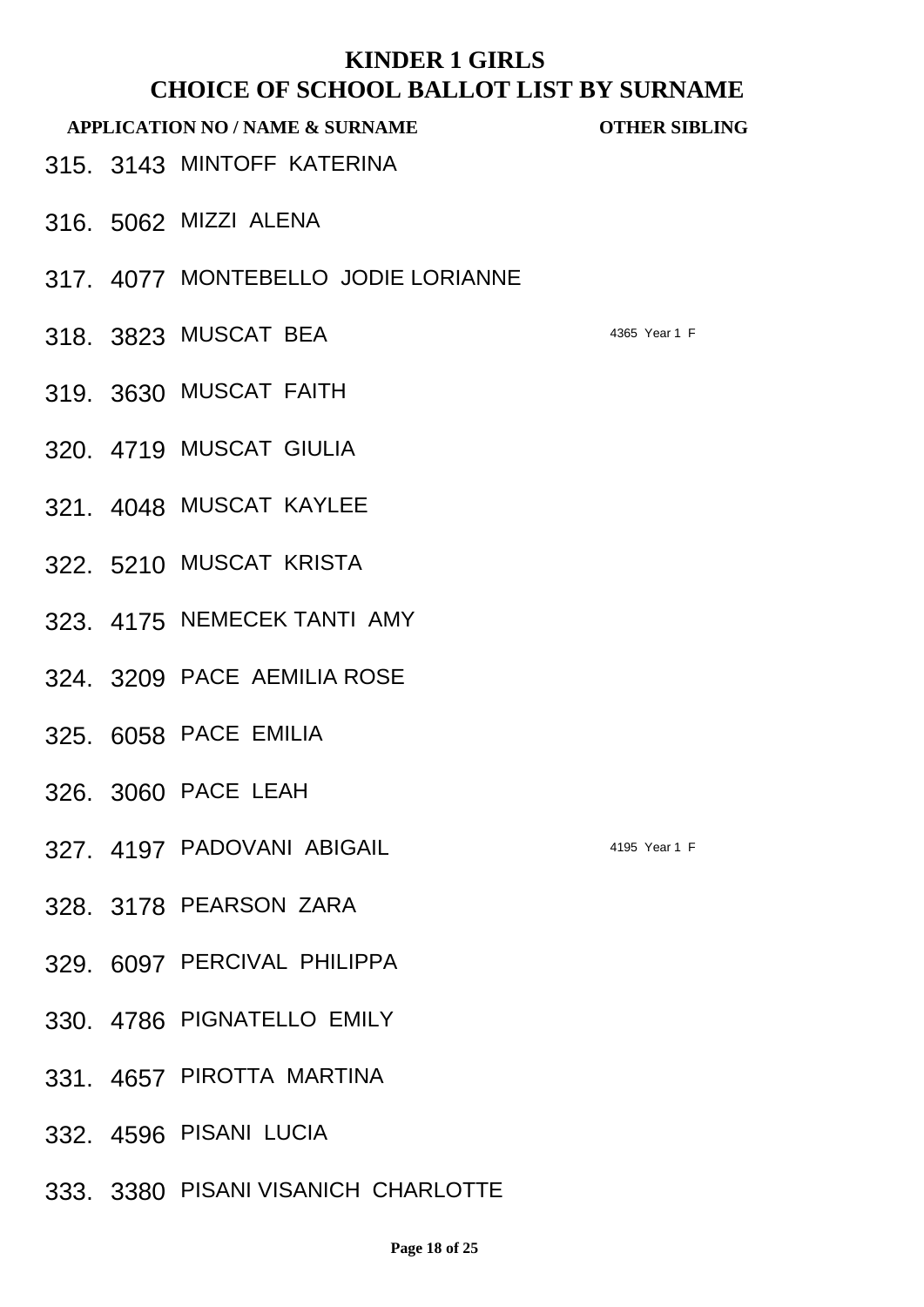# KINDER 1 GIRLS
## CHOICE OF SCHOOL BALLOT LIST BY SURNAME

| APPLICATION NO / NAME & SURNAME | | | OTHER SIBLING |
|---|---|---|---|
| 315. | 3143 | MINTOFF KATERINA | |
| 316. | 5062 | MIZZI ALENA | |
| 317. | 4077 | MONTEBELLO JODIE LORIANNE | |
| 318. | 3823 | MUSCAT BEA | 4365 Year 1 F |
| 319. | 3630 | MUSCAT FAITH | |
| 320. | 4719 | MUSCAT GIULIA | |
| 321. | 4048 | MUSCAT KAYLEE | |
| 322. | 5210 | MUSCAT KRISTA | |
| 323. | 4175 | NEMECEK TANTI AMY | |
| 324. | 3209 | PACE AEMILIA ROSE | |
| 325. | 6058 | PACE EMILIA | |
| 326. | 3060 | PACE LEAH | |
| 327. | 4197 | PADOVANI ABIGAIL | 4195 Year 1 F |
| 328. | 3178 | PEARSON ZARA | |
| 329. | 6097 | PERCIVAL PHILIPPA | |
| 330. | 4786 | PIGNATELLO EMILY | |
| 331. | 4657 | PIROTTA MARTINA | |
| 332. | 4596 | PISANI LUCIA | |
| 333. | 3380 | PISANI VISANICH CHARLOTTE | |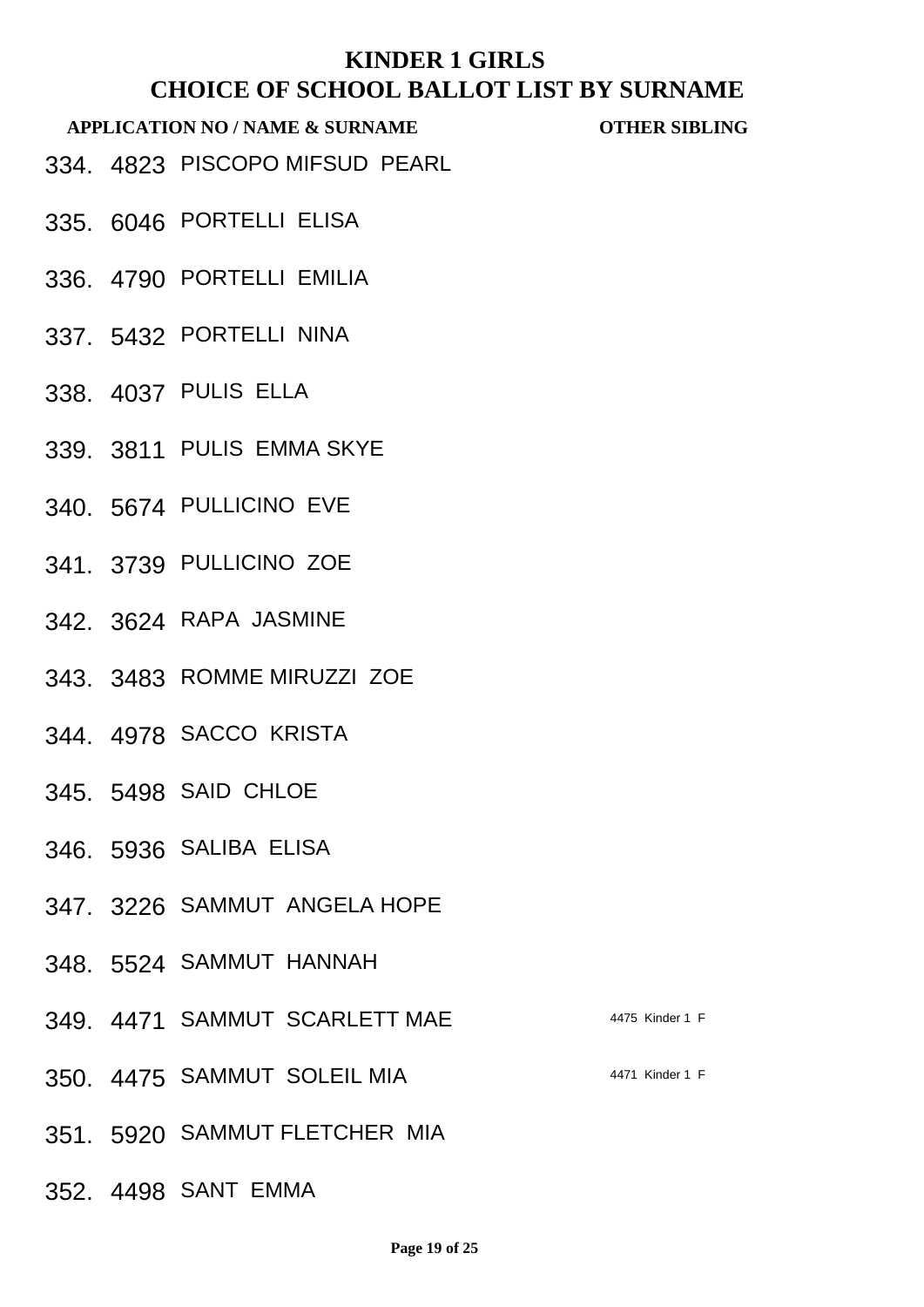# KINDER 1 GIRLS
## CHOICE OF SCHOOL BALLOT LIST BY SURNAME

| APPLICATION NO / NAME & SURNAME | | | OTHER SIBLING |
|---|---|---|---|
| 334. | 4823 | PISCOPO MIFSUD PEARL | |
| 335. | 6046 | PORTELLI ELISA | |
| 336. | 4790 | PORTELLI EMILIA | |
| 337. | 5432 | PORTELLI NINA | |
| 338. | 4037 | PULIS ELLA | |
| 339. | 3811 | PULIS EMMA SKYE | |
| 340. | 5674 | PULLICINO EVE | |
| 341. | 3739 | PULLICINO ZOE | |
| 342. | 3624 | RAPA JASMINE | |
| 343. | 3483 | ROMME MIRUZZI ZOE | |
| 344. | 4978 | SACCO KRISTA | |
| 345. | 5498 | SAID CHLOE | |
| 346. | 5936 | SALIBA ELISA | |
| 347. | 3226 | SAMMUT ANGELA HOPE | |
| 348. | 5524 | SAMMUT HANNAH | |
| 349. | 4471 | SAMMUT SCARLETT MAE | 4475 Kinder 1 F |
| 350. | 4475 | SAMMUT SOLEIL MIA | 4471 Kinder 1 F |
| 351. | 5920 | SAMMUT FLETCHER MIA | |
| 352. | 4498 | SANT EMMA | |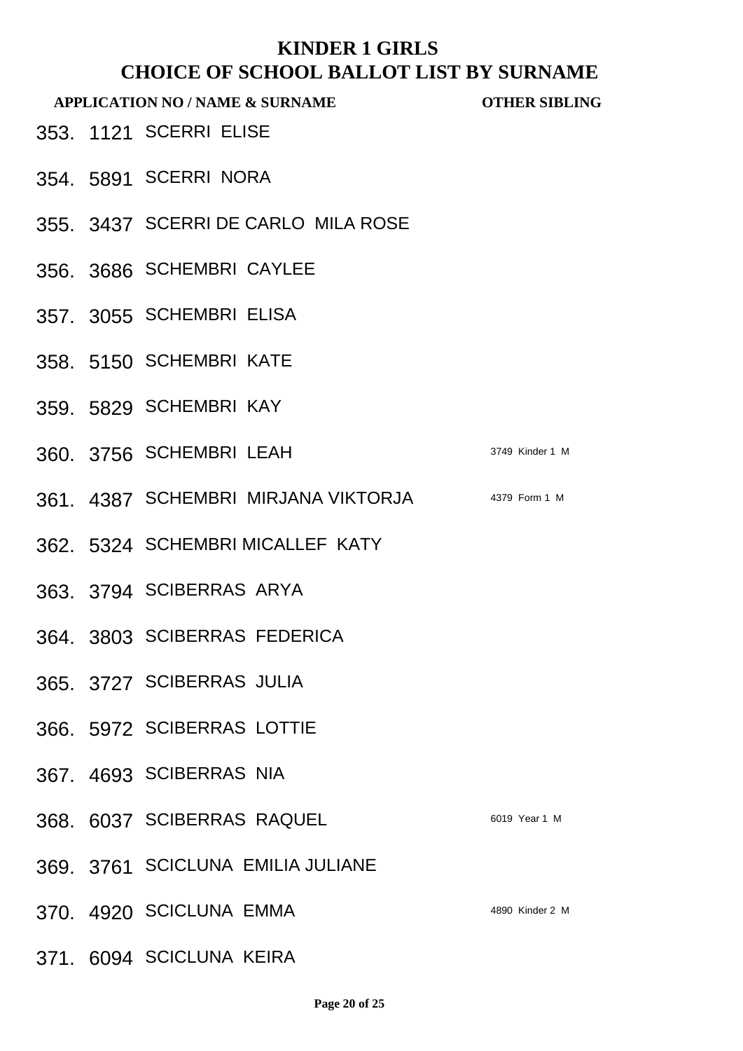# KINDER 1 GIRLS

## CHOICE OF SCHOOL BALLOT LIST BY SURNAME

| | APPLICATION NO / NAME & SURNAME | | OTHER SIBLING |
|---|---|---|---|
| 353. | 1121 | SCERRI ELISE | |
| 354. | 5891 | SCERRI NORA | |
| 355. | 3437 | SCERRI DE CARLO MILA ROSE | |
| 356. | 3686 | SCHEMBRI CAYLEE | |
| 357. | 3055 | SCHEMBRI ELISA | |
| 358. | 5150 | SCHEMBRI KATE | |
| 359. | 5829 | SCHEMBRI KAY | |
| 360. | 3756 | SCHEMBRI LEAH | 3749 Kinder 1 M |
| 361. | 4387 | SCHEMBRI MIRJANA VIKTORJA | 4379 Form 1 M |
| 362. | 5324 | SCHEMBRI MICALLEF KATY | |
| 363. | 3794 | SCIBERRAS ARYA | |
| 364. | 3803 | SCIBERRAS FEDERICA | |
| 365. | 3727 | SCIBERRAS JULIA | |
| 366. | 5972 | SCIBERRAS LOTTIE | |
| 367. | 4693 | SCIBERRAS NIA | |
| 368. | 6037 | SCIBERRAS RAQUEL | 6019 Year 1 M |
| 369. | 3761 | SCICLUNA EMILIA JULIANE | |
| 370. | 4920 | SCICLUNA EMMA | 4890 Kinder 2 M |
| 371. | 6094 | SCICLUNA KEIRA | |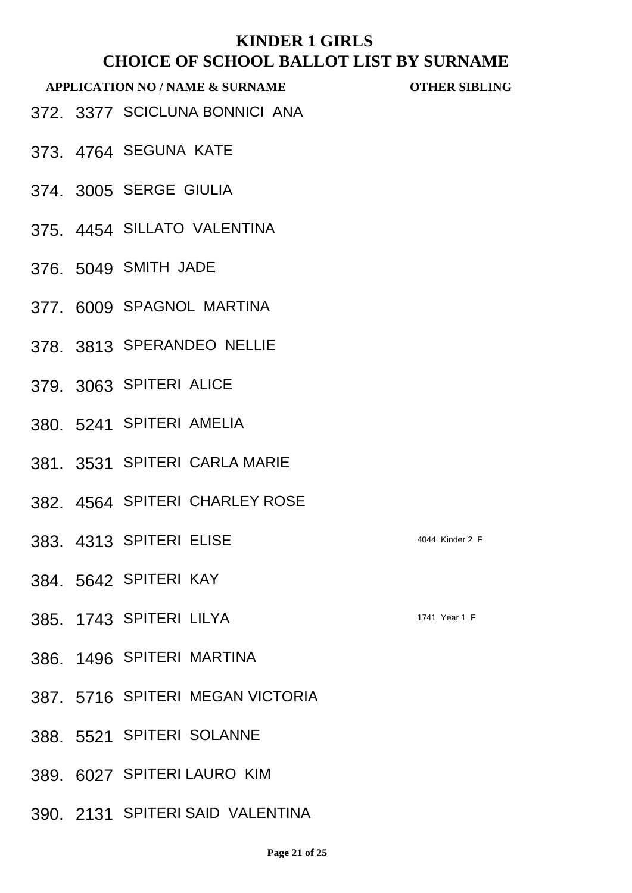# KINDER 1 GIRLS
## CHOICE OF SCHOOL BALLOT LIST BY SURNAME

| | APPLICATION NO / NAME & SURNAME | | OTHER SIBLING |
|---|---|---|---|
| 372. | 3377 | SCICLUNA BONNICI ANA | |
| 373. | 4764 | SEGUNA KATE | |
| 374. | 3005 | SERGE GIULIA | |
| 375. | 4454 | SILLATO VALENTINA | |
| 376. | 5049 | SMITH JADE | |
| 377. | 6009 | SPAGNOL MARTINA | |
| 378. | 3813 | SPERANDEO NELLIE | |
| 379. | 3063 | SPITERI ALICE | |
| 380. | 5241 | SPITERI AMELIA | |
| 381. | 3531 | SPITERI CARLA MARIE | |
| 382. | 4564 | SPITERI CHARLEY ROSE | |
| 383. | 4313 | SPITERI ELISE | 4044 Kinder 2 F |
| 384. | 5642 | SPITERI KAY | |
| 385. | 1743 | SPITERI LILYA | 1741 Year 1 F |
| 386. | 1496 | SPITERI MARTINA | |
| 387. | 5716 | SPITERI MEGAN VICTORIA | |
| 388. | 5521 | SPITERI SOLANNE | |
| 389. | 6027 | SPITERI LAURO KIM | |
| 390. | 2131 | SPITERI SAID VALENTINA | |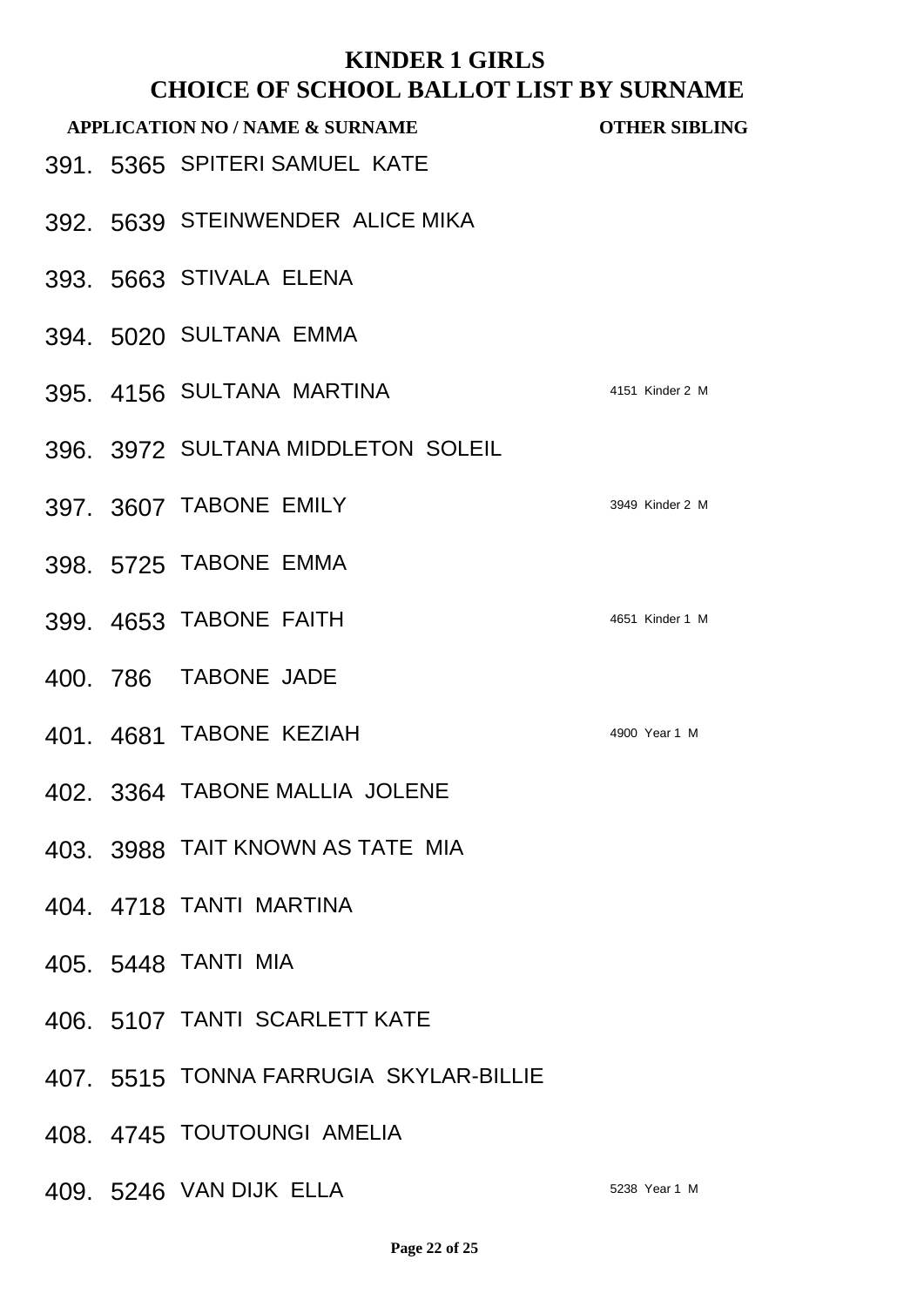# KINDER 1 GIRLS
## CHOICE OF SCHOOL BALLOT LIST BY SURNAME

| | APPLICATION NO / NAME & SURNAME | | OTHER SIBLING |
|---|---|---|---|
| 391. | 5365 | SPITERI SAMUEL KATE | |
| 392. | 5639 | STEINWENDER ALICE MIKA | |
| 393. | 5663 | STIVALA ELENA | |
| 394. | 5020 | SULTANA EMMA | |
| 395. | 4156 | SULTANA MARTINA | 4151 Kinder 2 M |
| 396. | 3972 | SULTANA MIDDLETON SOLEIL | |
| 397. | 3607 | TABONE EMILY | 3949 Kinder 2 M |
| 398. | 5725 | TABONE EMMA | |
| 399. | 4653 | TABONE FAITH | 4651 Kinder 1 M |
| 400. | 786 | TABONE JADE | |
| 401. | 4681 | TABONE KEZIAH | 4900 Year 1 M |
| 402. | 3364 | TABONE MALLIA JOLENE | |
| 403. | 3988 | TAIT KNOWN AS TATE MIA | |
| 404. | 4718 | TANTI MARTINA | |
| 405. | 5448 | TANTI MIA | |
| 406. | 5107 | TANTI SCARLETT KATE | |
| 407. | 5515 | TONNA FARRUGIA SKYLAR-BILLIE | |
| 408. | 4745 | TOUTOUNGI AMELIA | |
| 409. | 5246 | VAN DIJK ELLA | 5238 Year 1 M |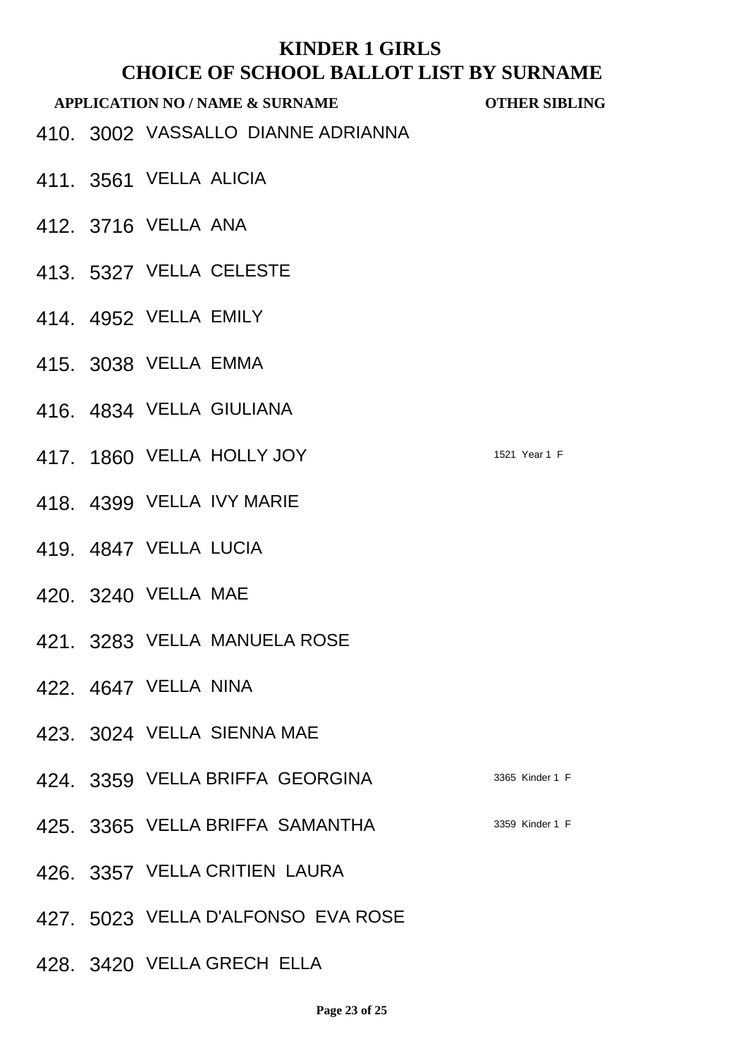# KINDER 1 GIRLS
# CHOICE OF SCHOOL BALLOT LIST BY SURNAME

| | APPLICATION NO / NAME & SURNAME | | OTHER SIBLING |
|---|---|---|---|
| 410. | 3002 | VASSALLO DIANNE ADRIANNA | |
| 411. | 3561 | VELLA ALICIA | |
| 412. | 3716 | VELLA ANA | |
| 413. | 5327 | VELLA CELESTE | |
| 414. | 4952 | VELLA EMILY | |
| 415. | 3038 | VELLA EMMA | |
| 416. | 4834 | VELLA GIULIANA | |
| 417. | 1860 | VELLA HOLLY JOY | 1521 Year 1 F |
| 418. | 4399 | VELLA IVY MARIE | |
| 419. | 4847 | VELLA LUCIA | |
| 420. | 3240 | VELLA MAE | |
| 421. | 3283 | VELLA MANUELA ROSE | |
| 422. | 4647 | VELLA NINA | |
| 423. | 3024 | VELLA SIENNA MAE | |
| 424. | 3359 | VELLA BRIFFA GEORGINA | 3365 Kinder 1 F |
| 425. | 3365 | VELLA BRIFFA SAMANTHA | 3359 Kinder 1 F |
| 426. | 3357 | VELLA CRITIEN LAURA | |
| 427. | 5023 | VELLA D'ALFONSO EVA ROSE | |
| 428. | 3420 | VELLA GRECH ELLA | |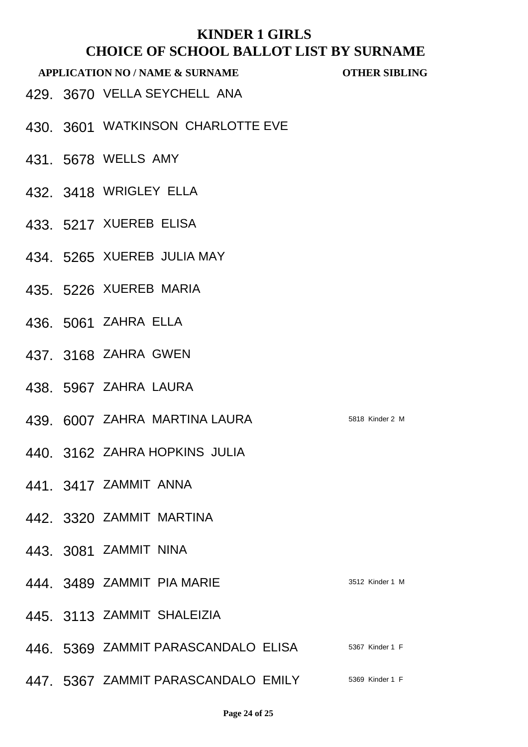# KINDER 1 GIRLS
## CHOICE OF SCHOOL BALLOT LIST BY SURNAME

| | APPLICATION NO / NAME & SURNAME | | OTHER SIBLING |
|---|---|---|---|
| 429. | 3670 | VELLA SEYCHELL ANA | |
| 430. | 3601 | WATKINSON CHARLOTTE EVE | |
| 431. | 5678 | WELLS AMY | |
| 432. | 3418 | WRIGLEY ELLA | |
| 433. | 5217 | XUEREB ELISA | |
| 434. | 5265 | XUEREB JULIA MAY | |
| 435. | 5226 | XUEREB MARIA | |
| 436. | 5061 | ZAHRA ELLA | |
| 437. | 3168 | ZAHRA GWEN | |
| 438. | 5967 | ZAHRA LAURA | |
| 439. | 6007 | ZAHRA MARTINA LAURA | 5818 Kinder 2 M |
| 440. | 3162 | ZAHRA HOPKINS JULIA | |
| 441. | 3417 | ZAMMIT ANNA | |
| 442. | 3320 | ZAMMIT MARTINA | |
| 443. | 3081 | ZAMMIT NINA | |
| 444. | 3489 | ZAMMIT PIA MARIE | 3512 Kinder 1 M |
| 445. | 3113 | ZAMMIT SHALEIZIA | |
| 446. | 5369 | ZAMMIT PARASCANDALO ELISA | 5367 Kinder 1 F |
| 447. | 5367 | ZAMMIT PARASCANDALO EMILY | 5369 Kinder 1 F |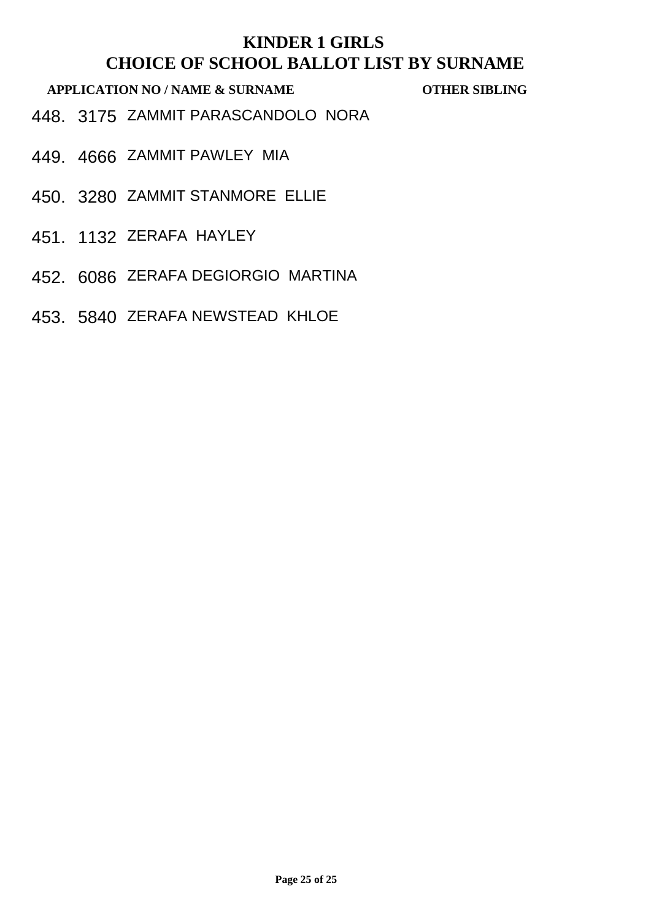# KINDER 1 GIRLS
## CHOICE OF SCHOOL BALLOT LIST BY SURNAME

| APPLICATION NO / NAME & SURNAME | | | OTHER SIBLING |
|---|---|---|---|
| 448. | 3175 | ZAMMIT PARASCANDOLO NORA | |
| 449. | 4666 | ZAMMIT PAWLEY MIA | |
| 450. | 3280 | ZAMMIT STANMORE ELLIE | |
| 451. | 1132 | ZERAFA HAYLEY | |
| 452. | 6086 | ZERAFA DEGIORGIO MARTINA | |
| 453. | 5840 | ZERAFA NEWSTEAD KHLOE | |